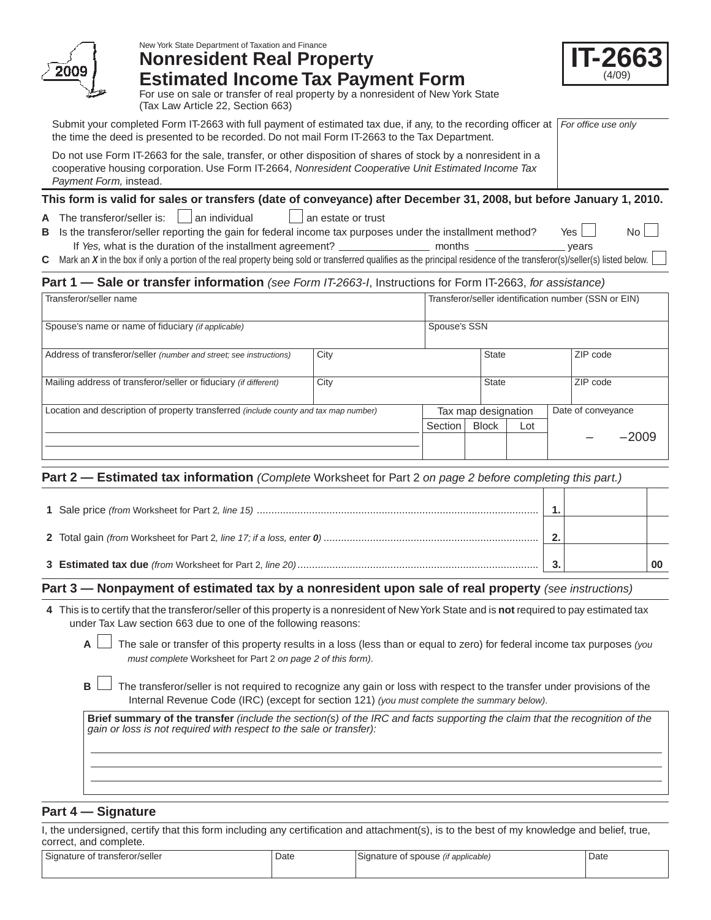New York State Department of Taxation and Finance

# Nonresident Real Property Estimated Income Tax Payment Form

**IT-2663** (4/09)

2009

For use on sale or transfer of real property by a nonresident of New York State (Tax Law Article 22, Section 663)

Submit your completed Form IT-2663 with full payment of estimated tax due, if any, to the recording officer at the time the deed is presented to be recorded. Do not mail Form IT-2663 to the Tax Department.

Do not use Form IT-2663 for the sale, transfer, or other disposition of shares of stock by a nonresident in a cooperative housing corporation. Use Form IT-2664, *Nonresident Cooperative Unit Estimated Income Tax Payment Form,* instead.

*For office use only*

**This form is valid for sales or transfers (date of conveyance) after December 31, 2008, but before January 1, 2010.**

**A** The transferor/seller is: ☐ an individual ☐ an estate or trust

**B** Is the transferor/seller reporting the gain for federal income tax purposes under the installment method? Yes ☐ No ☐

If *Yes,* what is the duration of the installment agreement? ________ months ________ years

**C** Mark an *X* in the box if only a portion of the real property being sold or transferred qualifies as the principal residence of the transferor(s)/seller(s) listed below. ☐

## Part 1 — Sale or transfer information *(see Form IT-2663-I*, Instructions for Form IT-2663, *for assistance)*

| Transferor/seller name | | | Transferor/seller identification number (SSN or EIN) | | |
|---|---|---|---|---|---|
| Spouse's name or name of fiduciary *(if applicable)* | | | Spouse's SSN | | |
| Address of transferor/seller *(number and street; see instructions)* | City | | State | | ZIP code |
| Mailing address of transferor/seller or fiduciary *(if different)* | City | | State | | ZIP code |
| Location and description of property transferred *(include county and tax map number)* | Tax map designation | | | Date of conveyance | |
| | Section | Block | Lot | – –2009 | |

## Part 2 — Estimated tax information *(Complete* Worksheet for Part 2 *on page 2 before completing this part.)*

| | | |
|---|---|---|
| **1** Sale price *(from* Worksheet for Part 2*, line 15)* | 1. | |
| **2** Total gain *(from* Worksheet for Part 2*, line 17; if a loss, enter **0**)* | 2. | |
| **3** **Estimated tax due** *(from* Worksheet for Part 2*, line 20)* | 3. | 00 |

## Part 3 — Nonpayment of estimated tax by a nonresident upon sale of real property *(see instructions)*

**4** This is to certify that the transferor/seller of this property is a nonresident of New York State and is **not** required to pay estimated tax under Tax Law section 663 due to one of the following reasons:

**A** ☐ The sale or transfer of this property results in a loss (less than or equal to zero) for federal income tax purposes *(you must complete* Worksheet for Part 2 *on page 2 of this form)*.

**B** ☐ The transferor/seller is not required to recognize any gain or loss with respect to the transfer under provisions of the Internal Revenue Code (IRC) (except for section 121) *(you must complete the summary below)*.

**Brief summary of the transfer** *(include the section(s) of the IRC and facts supporting the claim that the recognition of the gain or loss is not required with respect to the sale or transfer):*

## Part 4 — Signature

I, the undersigned, certify that this form including any certification and attachment(s), is to the best of my knowledge and belief, true, correct, and complete.

| Signature of transferor/seller | Date | Signature of spouse *(if applicable)* | Date |
|---|---|---|---|
| | | | |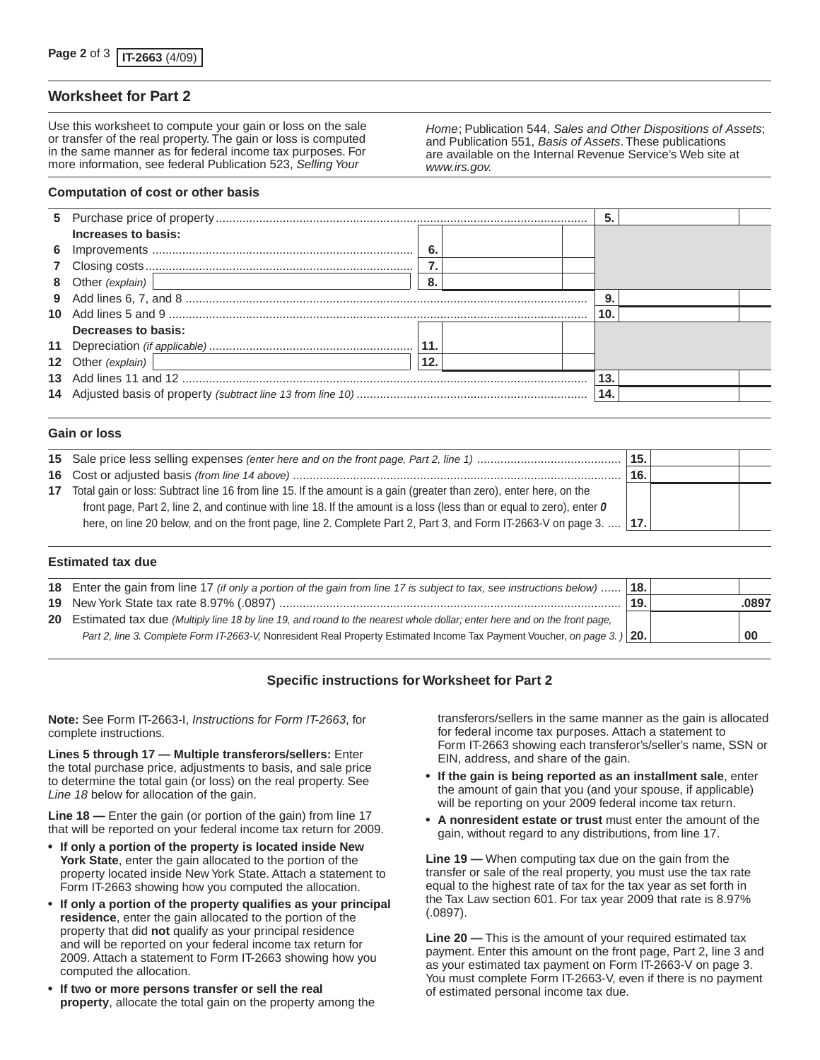## Worksheet for Part 2

Use this worksheet to compute your gain or loss on the sale or transfer of the real property. The gain or loss is computed in the same manner as for federal income tax purposes. For more information, see federal Publication 523, *Selling Your Home*; Publication 544, *Sales and Other Dispositions of Assets*; and Publication 551, *Basis of Assets*. These publications are available on the Internal Revenue Service's Web site at *www.irs.gov.*

### Computation of cost or other basis

| Line | Description | | | | |
|---|---|---|---|---|---|
| 5 | Purchase price of property | | | 5. | |
| | **Increases to basis:** | | | | |
| 6 | Improvements | 6. | | | |
| 7 | Closing costs | 7. | | | |
| 8 | Other *(explain)* | 8. | | | |
| 9 | Add lines 6, 7, and 8 | | | 9. | |
| 10 | Add lines 5 and 9 | | | 10. | |
| | **Decreases to basis:** | | | | |
| 11 | Depreciation *(if applicable)* | 11. | | | |
| 12 | Other *(explain)* | 12. | | | |
| 13 | Add lines 11 and 12 | | | 13. | |
| 14 | Adjusted basis of property *(subtract line 13 from line 10)* | | | 14. | |

### Gain or loss

| Line | Description | | |
|---|---|---|---|
| 15 | Sale price less selling expenses *(enter here and on the front page, Part 2, line 1)* | 15. | |
| 16 | Cost or adjusted basis *(from line 14 above)* | 16. | |
| 17 | Total gain or loss: Subtract line 16 from line 15. If the amount is a gain (greater than zero), enter here, on the front page, Part 2, line 2, and continue with line 18. If the amount is a loss (less than or equal to zero), enter ***0*** here, on line 20 below, and on the front page, line 2. Complete Part 2, Part 3, and Form IT-2663-V on page 3. | 17. | |

### Estimated tax due

| Line | Description | | |
|---|---|---|---|
| 18 | Enter the gain from line 17 *(if only a portion of the gain from line 17 is subject to tax, see instructions below)* | 18. | |
| 19 | New York State tax rate 8.97% (.0897) | 19. | .0897 |
| 20 | Estimated tax due *(Multiply line 18 by line 19, and round to the nearest whole dollar; enter here and on the front page, Part 2, line 3. Complete Form IT-2663-V,* Nonresident Real Property Estimated Income Tax Payment Voucher, *on page 3. )* | 20. | 00 |

### Specific instructions for Worksheet for Part 2

**Note:** See Form IT-2663-I, *Instructions for Form IT-2663*, for complete instructions.

**Lines 5 through 17 — Multiple transferors/sellers:** Enter the total purchase price, adjustments to basis, and sale price to determine the total gain (or loss) on the real property. See *Line 18* below for allocation of the gain.

**Line 18 —** Enter the gain (or portion of the gain) from line 17 that will be reported on your federal income tax return for 2009.

- **If only a portion of the property is located inside New York State**, enter the gain allocated to the portion of the property located inside New York State. Attach a statement to Form IT-2663 showing how you computed the allocation.
- **If only a portion of the property qualifies as your principal residence**, enter the gain allocated to the portion of the property that did **not** qualify as your principal residence and will be reported on your federal income tax return for 2009. Attach a statement to Form IT-2663 showing how you computed the allocation.
- **If two or more persons transfer or sell the real property**, allocate the total gain on the property among the transferors/sellers in the same manner as the gain is allocated for federal income tax purposes. Attach a statement to Form IT-2663 showing each transferor's/seller's name, SSN or EIN, address, and share of the gain.
- **If the gain is being reported as an installment sale**, enter the amount of gain that you (and your spouse, if applicable) will be reporting on your 2009 federal income tax return.
- **A nonresident estate or trust** must enter the amount of the gain, without regard to any distributions, from line 17.

**Line 19 —** When computing tax due on the gain from the transfer or sale of the real property, you must use the tax rate equal to the highest rate of tax for the tax year as set forth in the Tax Law section 601. For tax year 2009 that rate is 8.97% (.0897).

**Line 20 —** This is the amount of your required estimated tax payment. Enter this amount on the front page, Part 2, line 3 and as your estimated tax payment on Form IT-2663-V on page 3. You must complete Form IT-2663-V, even if there is no payment of estimated personal income tax due.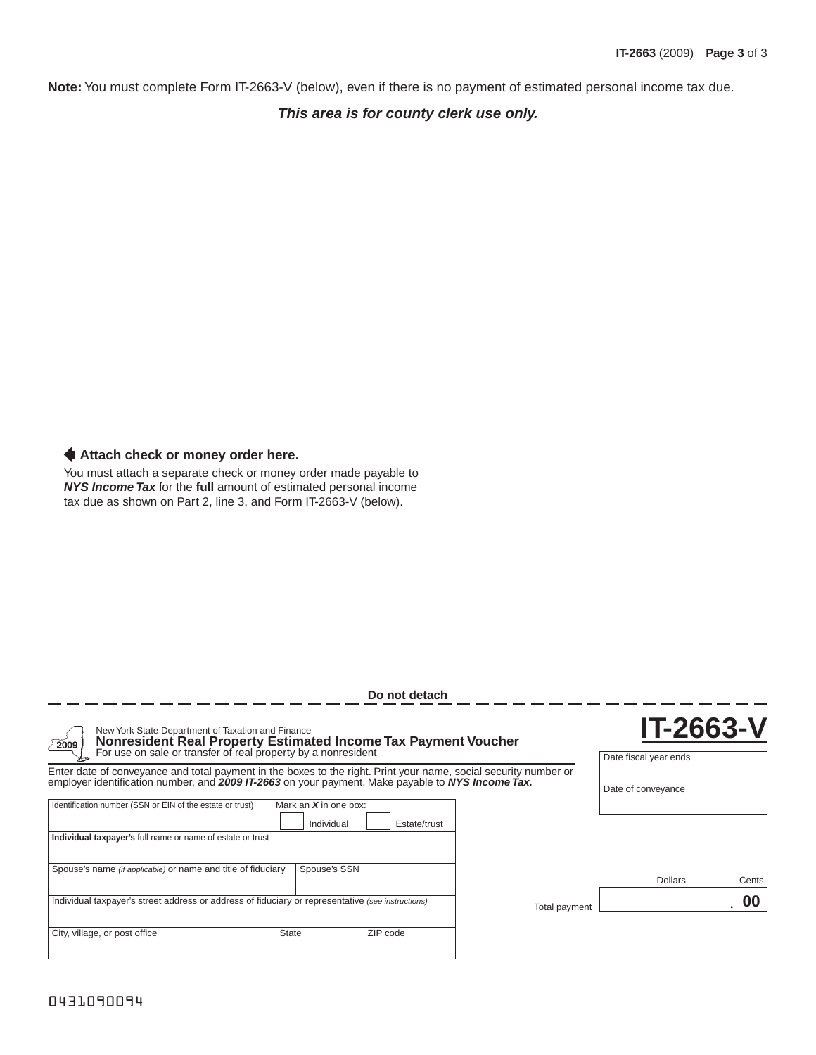**Note:** You must complete Form IT-2663-V (below), even if there is no payment of estimated personal income tax due.

***This area is for county clerk use only.***

**Attach check or money order here.**

You must attach a separate check or money order made payable to ***NYS Income Tax*** for the **full** amount of estimated personal income tax due as shown on Part 2, line 3, and Form IT-2663-V (below).

**Do not detach**

---

New York State Department of Taxation and Finance

2009

# IT-2663-V

**Nonresident Real Property Estimated Income Tax Payment Voucher**

For use on sale or transfer of real property by a nonresident

Enter date of conveyance and total payment in the boxes to the right. Print your name, social security number or employer identification number, and ***2009 IT-2663*** on your payment. Make payable to ***NYS Income Tax.***

| | |
|---|---|
| Date fiscal year ends | |
| Date of conveyance | |

| | | |
|---|---|---|
| Identification number (SSN or EIN of the estate or trust) | Mark an *X* in one box: ☐ Individual ☐ Estate/trust | |
| **Individual taxpayer's** full name or name of estate or trust | | |
| Spouse's name *(if applicable)* or name and title of fiduciary | Spouse's SSN | |
| Individual taxpayer's street address or address of fiduciary or representative *(see instructions)* | | |
| City, village, or post office | State | ZIP code |

| | Dollars | Cents |
|---|---|---|
| Total payment | | . 00 |

0431090094